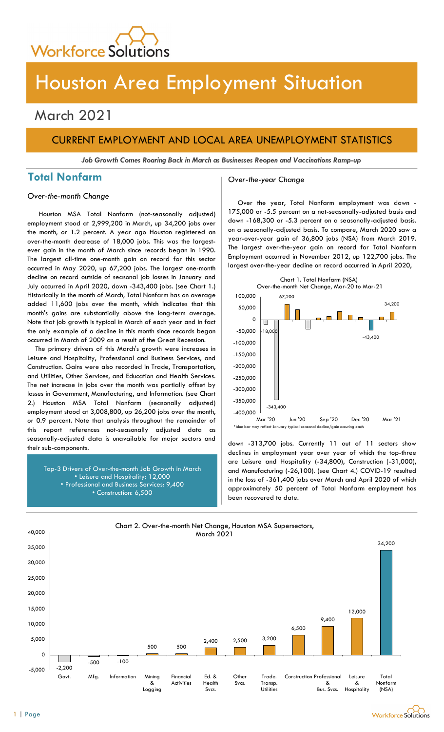# Houston Area Employment Situation

## March 2021

## CURRENT EMPLOYMENT AND LOCAL AREA UNEMPLOYMENT STATISTICS

***Job Growth Comes Roaring Back in March as Businesses Reopen and Vaccinations Ramp-up***

## Total Nonfarm

*Over-the-month Change*

Houston MSA Total Nonfarm (not-seasonally adjusted) employment stood at 2,999,200 in March, up 34,200 jobs over the month, or 1.2 percent. A year ago Houston registered an over-the-month decrease of 18,000 jobs. This was the largest-ever gain in the month of March since records began in 1990. The largest all-time one-month gain on record for this sector occurred in May 2020, up 67,200 jobs. The largest one-month decline on record outside of seasonal job losses in January and July occurred in April 2020, down -343,400 jobs. (see Chart 1.) Historically in the month of March, Total Nonfarm has on average added 11,600 jobs over the month, which indicates that this month's gains are substantially above the long-term average. Note that job growth is typical in March of each year and in fact the only example of a decline in this month since records began occurred in March of 2009 as a result of the Great Recession.

The primary drivers of this March's growth were increases in Leisure and Hospitality, Professional and Business Services, and Construction. Gains were also recorded in Trade, Transportation, and Utilities, Other Services, and Education and Health Services. The net increase in jobs over the month was partially offset by losses in Government, Manufacturing, and Information. (see Chart 2.) Houston MSA Total Nonfarm (seasonally adjusted) employment stood at 3,008,800, up 26,200 jobs over the month, or 0.9 percent. Note that analysis throughout the remainder of this report references not-seasonally adjusted data as seasonally-adjusted data is unavailable for major sectors and their sub-components.

Top-3 Drivers of Over-the-month Job Growth in March
- Leisure and Hospitality: 12,000
- Professional and Business Services: 9,400
- Construction: 6,500

*Over-the-year Change*

Over the year, Total Nonfarm employment was down -175,000 or -5.5 percent on a not-seasonally-adjusted basis and down -168,300 or -5.3 percent on a seasonally-adjusted basis. on a seasonally-adjusted basis. To compare, March 2020 saw a year-over-year gain of 36,800 jobs (NSA) from March 2019. The largest over-the-year gain on record for Total Nonfarm Employment occurred in November 2012, up 122,700 jobs. The largest over-the-year decline on record occurred in April 2020, down -313,700 jobs. Currently 11 out of 11 sectors show declines in employment year over year of which the top-three are Leisure and Hospitality (-34,800), Construction (-31,000), and Manufacturing (-26,100). (see Chart 4.) COVID-19 resulted in the loss of -361,400 jobs over March and April 2020 of which approximately 50 percent of Total Nonfarm employment has been recovered to date.

Chart 1. Total Nonfarm (NSA) Over-the-month Net Change, Mar-20 to Mar-21

| Month | Net Change |
|---|---|
| Mar '20 | -18,000 |
| Apr '20 | -343,400 |
| May '20 | 67,200 |
| Dec '20 / Jan '21 | -43,400 |
| Mar '21 | 34,200 |

*blue bar may reflect January typical seasonal decline/gain occuring each

Chart 2. Over-the-month Net Change, Houston MSA Supersectors, March 2021

| Supersector | Net Change |
|---|---|
| Govt. | -2,200 |
| Mfg. | -500 |
| Information | -100 |
| Mining & Logging | 500 |
| Financial Activities | 500 |
| Ed. & Health Svcs. | 2,400 |
| Other Svcs. | 2,500 |
| Trade. Transp. Utilities | 3,200 |
| Construction | 6,500 |
| Professional & Bus. Svcs. | 9,400 |
| Leisure & Hospitality | 12,000 |
| Total Nonfarm (NSA) | 34,200 |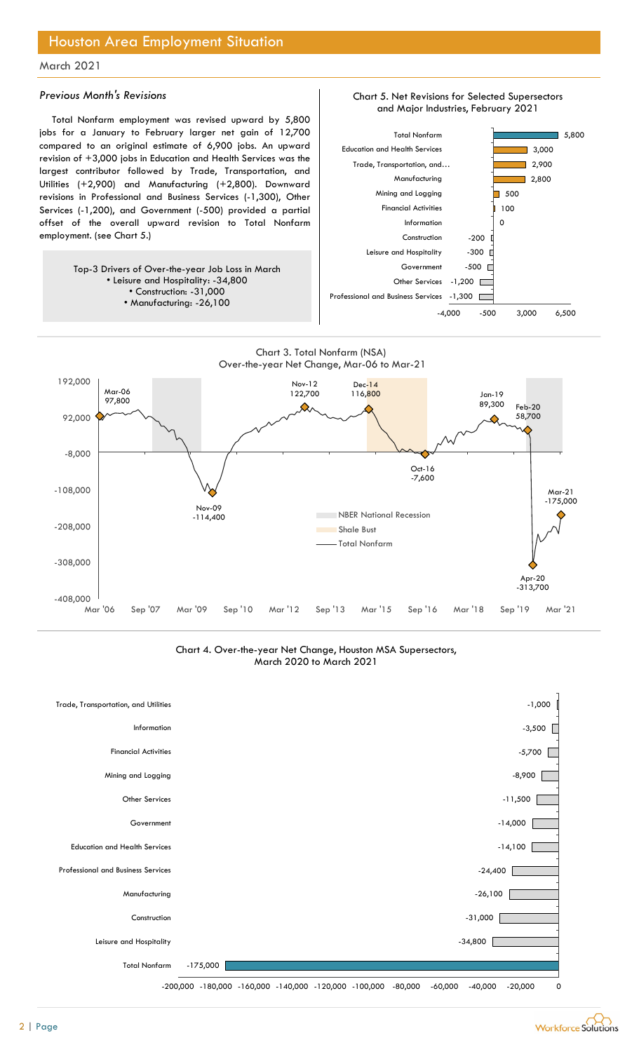# Houston Area Employment Situation

March 2021

### *Previous Month's Revisions*

Total Nonfarm employment was revised upward by 5,800 jobs for a January to February larger net gain of 12,700 compared to an original estimate of 6,900 jobs. An upward revision of +3,000 jobs in Education and Health Services was the largest contributor followed by Trade, Transportation, and Utilities (+2,900) and Manufacturing (+2,800). Downward revisions in Professional and Business Services (-1,300), Other Services (-1,200), and Government (-500) provided a partial offset of the overall upward revision to Total Nonfarm employment. (see Chart 5.)

Top-3 Drivers of Over-the-year Job Loss in March
- Leisure and Hospitality: -34,800
- Construction: -31,000
- Manufacturing: -26,100

Chart 5. Net Revisions for Selected Supersectors and Major Industries, February 2021

| Supersector | Revision |
|---|---|
| Total Nonfarm | 5,800 |
| Education and Health Services | 3,000 |
| Trade, Transportation, and… | 2,900 |
| Manufacturing | 2,800 |
| Mining and Logging | 500 |
| Financial Activities | 100 |
| Information | 0 |
| Construction | -200 |
| Leisure and Hospitality | -300 |
| Government | -500 |
| Other Services | -1,200 |
| Professional and Business Services | -1,300 |

Chart 3. Total Nonfarm (NSA) Over-the-year Net Change, Mar-06 to Mar-21

| Date | Net Change |
|---|---|
| Mar-06 | 97,800 |
| Nov-09 | -114,400 |
| Nov-12 | 122,700 |
| Dec-14 | 116,800 |
| Oct-16 | -7,600 |
| Jan-19 | 89,300 |
| Feb-20 | 58,700 |
| Apr-20 | -313,700 |
| Mar-21 | -175,000 |

Legend: NBER National Recession; Shale Bust; Total Nonfarm

Chart 4. Over-the-year Net Change, Houston MSA Supersectors, March 2020 to March 2021

| Supersector | Net Change |
|---|---|
| Trade, Transportation, and Utilities | -1,000 |
| Information | -3,500 |
| Financial Activities | -5,700 |
| Mining and Logging | -8,900 |
| Other Services | -11,500 |
| Government | -14,000 |
| Education and Health Services | -14,100 |
| Professional and Business Services | -24,400 |
| Manufacturing | -26,100 |
| Construction | -31,000 |
| Leisure and Hospitality | -34,800 |
| Total Nonfarm | -175,000 |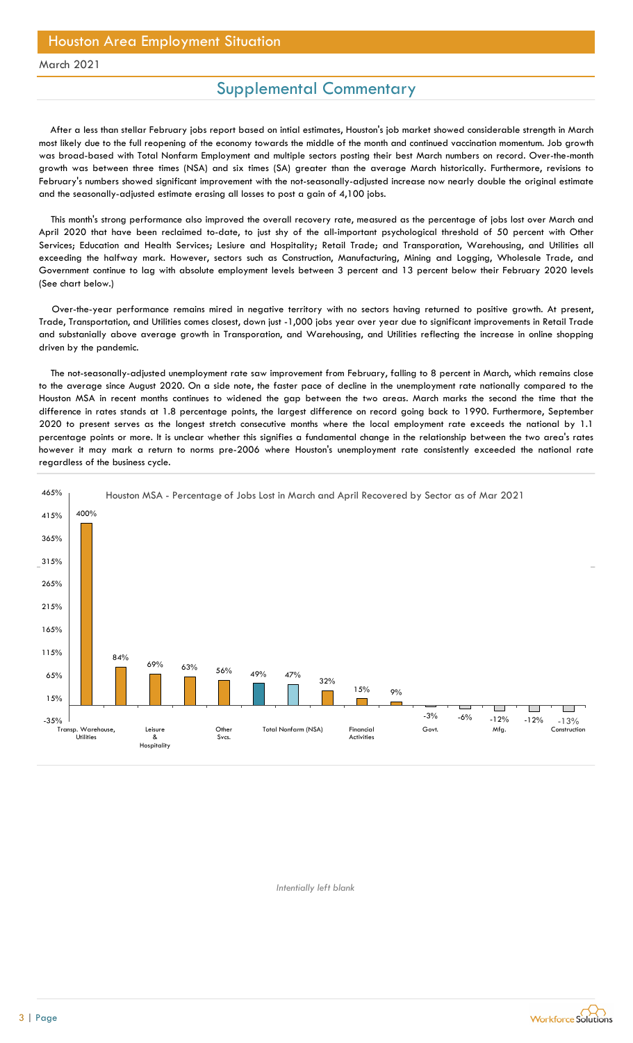# Houston Area Employment Situation

March 2021

## Supplemental Commentary

After a less than stellar February jobs report based on intial estimates, Houston's job market showed considerable strength in March most likely due to the full reopening of the economy towards the middle of the month and continued vaccination momentum. Job growth was broad-based with Total Nonfarm Employment and multiple sectors posting their best March numbers on record. Over-the-month growth was between three times (NSA) and six times (SA) greater than the average March historically. Furthermore, revisions to February's numbers showed significant improvement with the not-seasonally-adjusted increase now nearly double the original estimate and the seasonally-adjusted estimate erasing all losses to post a gain of 4,100 jobs.

This month's strong performance also improved the overall recovery rate, measured as the percentage of jobs lost over March and April 2020 that have been reclaimed to-date, to just shy of the all-important psychological threshold of 50 percent with Other Services; Education and Health Services; Lesiure and Hospitality; Retail Trade; and Transporation, Warehousing, and Utilities all exceeding the halfway mark. However, sectors such as Construction, Manufacturing, Mining and Logging, Wholesale Trade, and Government continue to lag with absolute employment levels between 3 percent and 13 percent below their February 2020 levels (See chart below.)

Over-the-year performance remains mired in negative territory with no sectors having returned to positive growth. At present, Trade, Transportation, and Utilities comes closest, down just -1,000 jobs year over year due to significant improvements in Retail Trade and substanially above average growth in Transporation, and Warehousing, and Utilities reflecting the increase in online shopping driven by the pandemic.

The not-seasonally-adjusted unemployment rate saw improvement from February, falling to 8 percent in March, which remains close to the average since August 2020. On a side note, the faster pace of decline in the unemployment rate nationally compared to the Houston MSA in recent months continues to widened the gap between the two areas. March marks the second the time that the difference in rates stands at 1.8 percentage points, the largest difference on record going back to 1990. Furthermore, September 2020 to present serves as the longest stretch consecutive months where the local employment rate exceeds the national by 1.1 percentage points or more. It is unclear whether this signifies a fundamental change in the relationship between the two area's rates however it may mark a return to norms pre-2006 where Houston's unemployment rate consistently exceeded the national rate regardless of the business cycle.

**Houston MSA - Percentage of Jobs Lost in March and April Recovered by Sector as of Mar 2021**

| Sector | Recovered |
|---|---|
| Transp. Warehouse, Utilities | 400% |
| | 84% |
| Leisure & Hospitality | 69% |
| | 63% |
| Other Svcs. | 56% |
| | 49% |
| Total Nonfarm (NSA) | 47% |
| | 32% |
| Financial Activities | 15% |
| | 9% |
| Govt. | -3% |
| | -6% |
| Mfg. | -12% |
| | -12% |
| Construction | -13% |

*Intentially left blank*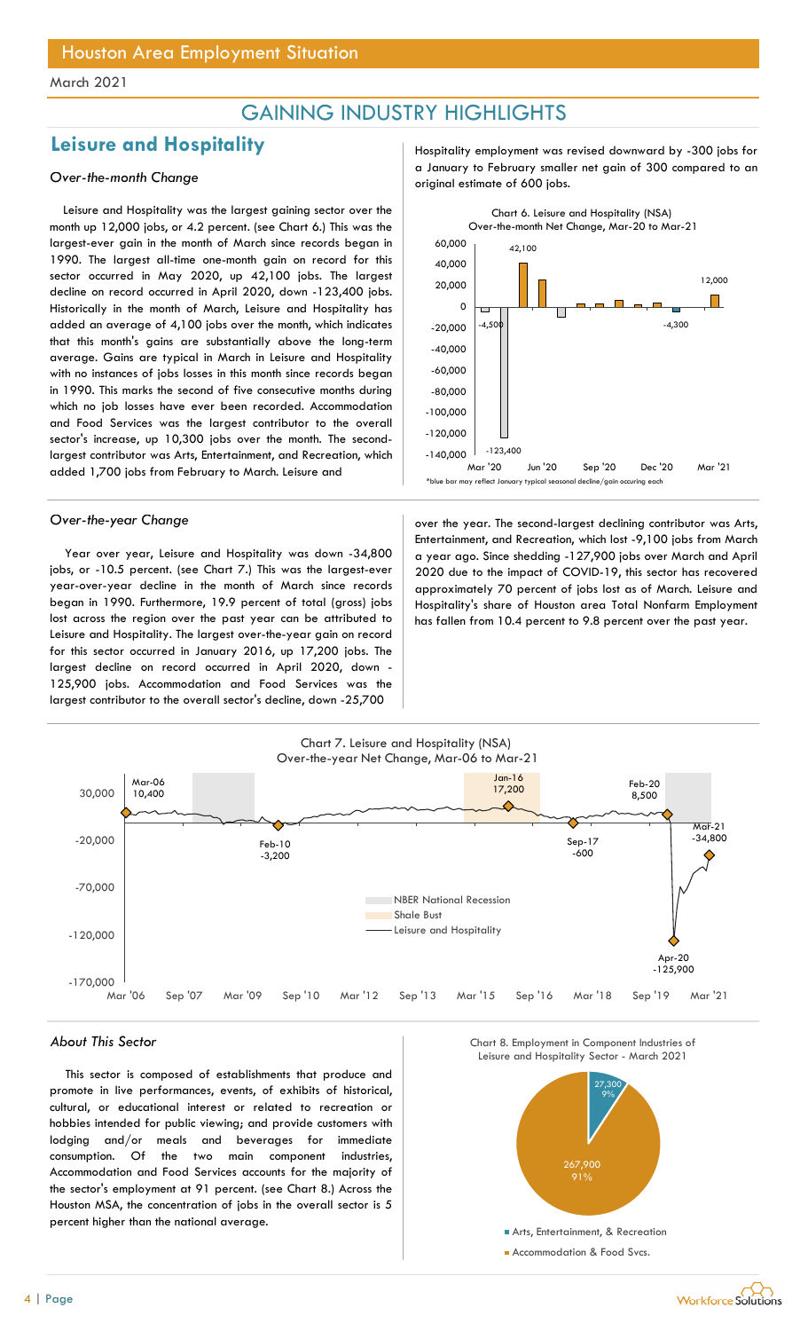# GAINING INDUSTRY HIGHLIGHTS

## Leisure and Hospitality

### *Over-the-month Change*

Leisure and Hospitality was the largest gaining sector over the month up 12,000 jobs, or 4.2 percent. (see Chart 6.) This was the largest-ever gain in the month of March since records began in 1990. The largest all-time one-month gain on record for this sector occurred in May 2020, up 42,100 jobs. The largest decline on record occurred in April 2020, down -123,400 jobs. Historically in the month of March, Leisure and Hospitality has added an average of 4,100 jobs over the month, which indicates that this month's gains are substantially above the long-term average. Gains are typical in March in Leisure and Hospitality with no instances of jobs losses in this month since records began in 1990. This marks the second of five consecutive months during which no job losses have ever been recorded. Accommodation and Food Services was the largest contributor to the overall sector's increase, up 10,300 jobs over the month. The second-largest contributor was Arts, Entertainment, and Recreation, which added 1,700 jobs from February to March. Leisure and Hospitality employment was revised downward by -300 jobs for a January to February smaller net gain of 300 compared to an original estimate of 600 jobs.

Chart 6. Leisure and Hospitality (NSA) Over-the-month Net Change, Mar-20 to Mar-21

*blue bar may reflect January typical seasonal decline/gain occuring each

### *Over-the-year Change*

Year over year, Leisure and Hospitality was down -34,800 jobs, or -10.5 percent. (see Chart 7.) This was the largest-ever year-over-year decline in the month of March since records began in 1990. Furthermore, 19.9 percent of total (gross) jobs lost across the region over the past year can be attributed to Leisure and Hospitality. The largest over-the-year gain on record for this sector occurred in January 2016, up 17,200 jobs. The largest decline on record occurred in April 2020, down -125,900 jobs. Accommodation and Food Services was the largest contributor to the overall sector's decline, down -25,700 over the year. The second-largest declining contributor was Arts, Entertainment, and Recreation, which lost -9,100 jobs from March a year ago. Since shedding -127,900 jobs over March and April 2020 due to the impact of COVID-19, this sector has recovered approximately 70 percent of jobs lost as of March. Leisure and Hospitality's share of Houston area Total Nonfarm Employment has fallen from 10.4 percent to 9.8 percent over the past year.

Chart 7. Leisure and Hospitality (NSA) Over-the-year Net Change, Mar-06 to Mar-21

### *About This Sector*

This sector is composed of establishments that produce and promote in live performances, events, of exhibits of historical, cultural, or educational interest or related to recreation or hobbies intended for public viewing; and provide customers with lodging and/or meals and beverages for immediate consumption. Of the two main component industries, Accommodation and Food Services accounts for the majority of the sector's employment at 91 percent. (see Chart 8.) Across the Houston MSA, the concentration of jobs in the overall sector is 5 percent higher than the national average.

Chart 8. Employment in Component Industries of Leisure and Hospitality Sector - March 2021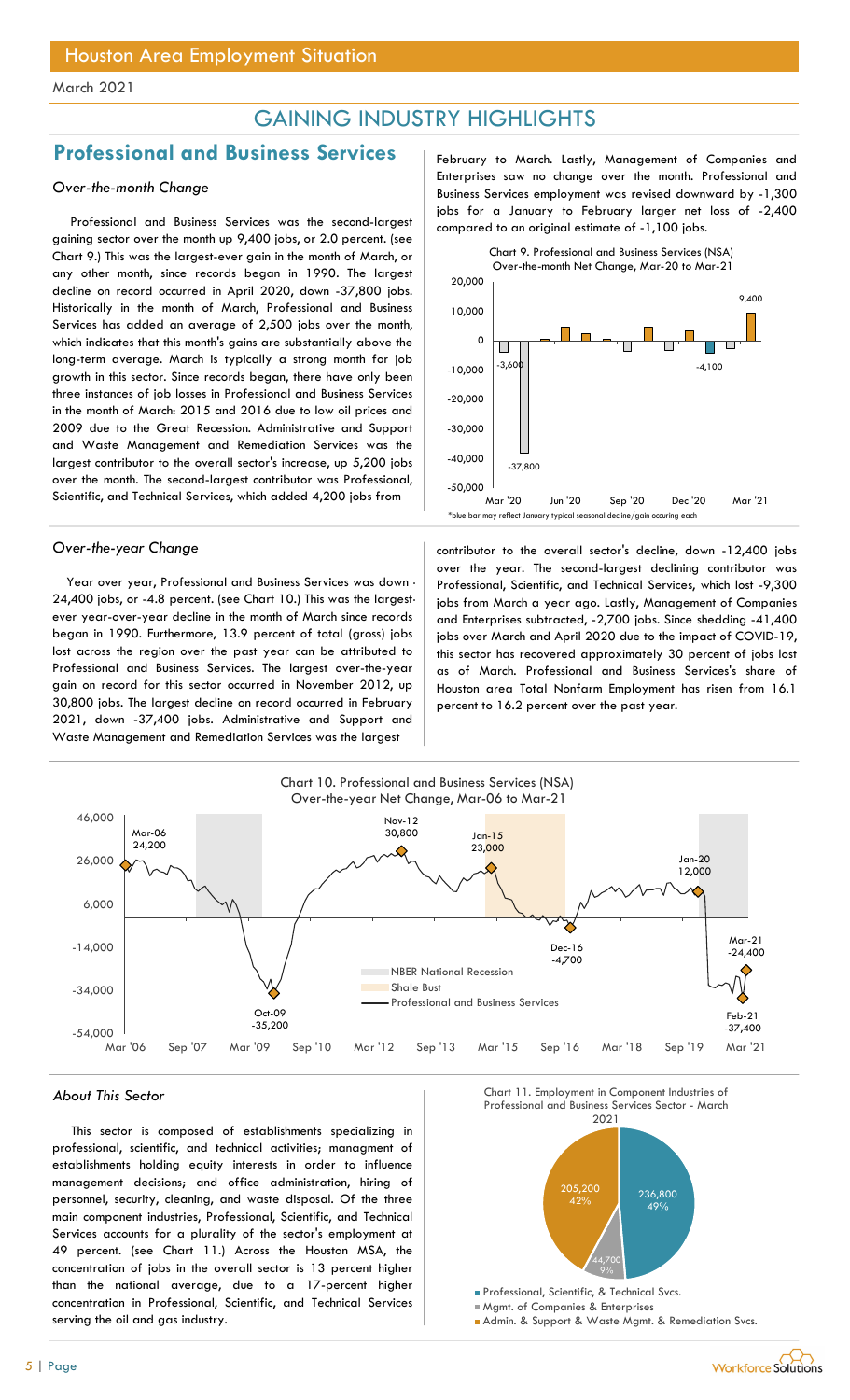# GAINING INDUSTRY HIGHLIGHTS

## Professional and Business Services

### *Over-the-month Change*

Professional and Business Services was the second-largest gaining sector over the month up 9,400 jobs, or 2.0 percent. (see Chart 9.) This was the largest-ever gain in the month of March, or any other month, since records began in 1990. The largest decline on record occurred in April 2020, down -37,800 jobs. Historically in the month of March, Professional and Business Services has added an average of 2,500 jobs over the month, which indicates that this month's gains are substantially above the long-term average. March is typically a strong month for job growth in this sector. Since records began, there have only been three instances of job losses in Professional and Business Services in the month of March: 2015 and 2016 due to low oil prices and 2009 due to the Great Recession. Administrative and Support and Waste Management and Remediation Services was the largest contributor to the overall sector's increase, up 5,200 jobs over the month. The second-largest contributor was Professional, Scientific, and Technical Services, which added 4,200 jobs from February to March. Lastly, Management of Companies and Enterprises saw no change over the month. Professional and Business Services employment was revised downward by -1,300 jobs for a January to February larger net loss of -2,400 compared to an original estimate of -1,100 jobs.

Chart 9. Professional and Business Services (NSA) Over-the-month Net Change, Mar-20 to Mar-21

*blue bar may reflect January typical seasonal decline/gain occuring each

### *Over-the-year Change*

Year over year, Professional and Business Services was down -24,400 jobs, or -4.8 percent. (see Chart 10.) This was the largest-ever year-over-year decline in the month of March since records began in 1990. Furthermore, 13.9 percent of total (gross) jobs lost across the region over the past year can be attributed to Professional and Business Services. The largest over-the-year gain on record for this sector occurred in November 2012, up 30,800 jobs. The largest decline on record occurred in February 2021, down -37,400 jobs. Administrative and Support and Waste Management and Remediation Services was the largest contributor to the overall sector's decline, down -12,400 jobs over the year. The second-largest declining contributor was Professional, Scientific, and Technical Services, which lost -9,300 jobs from March a year ago. Lastly, Management of Companies and Enterprises subtracted, -2,700 jobs. Since shedding -41,400 jobs over March and April 2020 due to the impact of COVID-19, this sector has recovered approximately 30 percent of jobs lost as of March. Professional and Business Services's share of Houston area Total Nonfarm Employment has risen from 16.1 percent to 16.2 percent over the past year.

Chart 10. Professional and Business Services (NSA) Over-the-year Net Change, Mar-06 to Mar-21

### *About This Sector*

This sector is composed of establishments specializing in professional, scientific, and technical activities; managment of establishments holding equity interests in order to influence management decisions; and office administration, hiring of personnel, security, cleaning, and waste disposal. Of the three main component industries, Professional, Scientific, and Technical Services accounts for a plurality of the sector's employment at 49 percent. (see Chart 11.) Across the Houston MSA, the concentration of jobs in the overall sector is 13 percent higher than the national average, due to a 17-percent higher concentration in Professional, Scientific, and Technical Services serving the oil and gas industry.

Chart 11. Employment in Component Industries of Professional and Business Services Sector - March 2021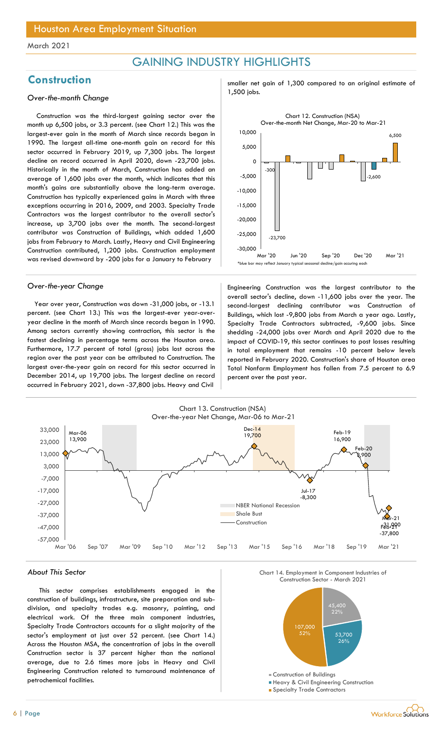Houston Area Employment Situation

March 2021

# GAINING INDUSTRY HIGHLIGHTS

## Construction

### *Over-the-month Change*

Construction was the third-largest gaining sector over the month up 6,500 jobs, or 3.3 percent. (see Chart 12.) This was the largest-ever gain in the month of March since records began in 1990. The largest all-time one-month gain on record for this sector occurred in February 2019, up 7,300 jobs. The largest decline on record occurred in April 2020, down -23,700 jobs. Historically in the month of March, Construction has added an average of 1,600 jobs over the month, which indicates that this month's gains are substantially above the long-term average. Construction has typically experienced gains in March with three exceptions occurring in 2016, 2009, and 2003. Specialty Trade Contractors was the largest contributor to the overall sector's increase, up 3,700 jobs over the month. The second-largest contributor was Construction of Buildings, which added 1,600 jobs from February to March. Lastly, Heavy and Civil Engineering Construction contributed, 1,200 jobs. Construction employment was revised downward by -200 jobs for a January to February smaller net gain of 1,300 compared to an original estimate of 1,500 jobs.

Chart 12. Construction (NSA)
Over-the-month Net Change, Mar-20 to Mar-21

*blue bar may reflect January typical seasonal decline/gain occuring each

### *Over-the-year Change*

Year over year, Construction was down -31,000 jobs, or -13.1 percent. (see Chart 13.) This was the largest-ever year-over-year decline in the month of March since records began in 1990. Among sectors currently showing contraction, this sector is the fastest declining in percentage terms across the Houston area. Furthermore, 17.7 percent of total (gross) jobs lost across the region over the past year can be attributed to Construction. The largest over-the-year gain on record for this sector occurred in December 2014, up 19,700 jobs. The largest decline on record occurred in February 2021, down -37,800 jobs. Heavy and Civil Engineering Construction was the largest contributor to the overall sector's decline, down -11,600 jobs over the year. The second-largest declining contributor was Construction of Buildings, which lost -9,800 jobs from March a year ago. Lastly, Specialty Trade Contractors subtracted, -9,600 jobs. Since shedding -24,000 jobs over March and April 2020 due to the impact of COVID-19, this sector continues to post losses resulting in total employment that remains -10 percent below levels reported in February 2020. Construction's share of Houston area Total Nonfarm Employment has fallen from 7.5 percent to 6.9 percent over the past year.

Chart 13. Construction (NSA)
Over-the-year Net Change, Mar-06 to Mar-21

### *About This Sector*

This sector comprises establishments engaged in the construction of buildings, infrastructure, site preparation and sub-division, and specialty trades e.g. masonry, painting, and electrical work. Of the three main component industries, Specialty Trade Contractors accounts for a slight majority of the sector's employment at just over 52 percent. (see Chart 14.) Across the Houston MSA, the concentration of jobs in the overall Construction sector is 37 percent higher than the national average, due to 2.6 times more jobs in Heavy and Civil Engineering Construction related to turnaround maintenance of petrochemical facilities.

Chart 14. Employment in Component Industries of Construction Sector - March 2021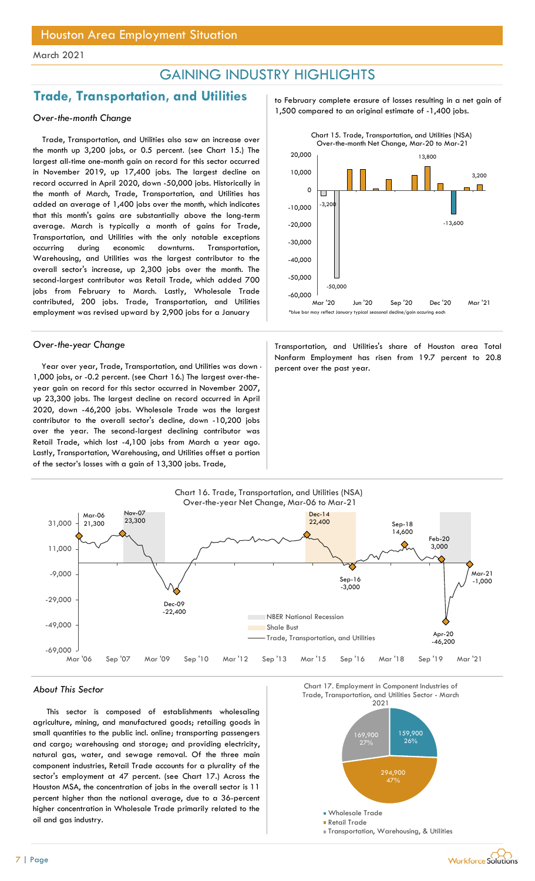## GAINING INDUSTRY HIGHLIGHTS

## Trade, Transportation, and Utilities

### *Over-the-month Change*

Trade, Transportation, and Utilities also saw an increase over the month up 3,200 jobs, or 0.5 percent. (see Chart 15.) The largest all-time one-month gain on record for this sector occurred in November 2019, up 17,400 jobs. The largest decline on record occurred in April 2020, down -50,000 jobs. Historically in the month of March, Trade, Transportation, and Utilities has added an average of 1,400 jobs over the month, which indicates that this month's gains are substantially above the long-term average. March is typically a month of gains for Trade, Transportation, and Utilities with the only notable exceptions occurring during economic downturns. Transportation, Warehousing, and Utilities was the largest contributor to the overall sector's increase, up 2,300 jobs over the month. The second-largest contributor was Retail Trade, which added 700 jobs from February to March. Lastly, Wholesale Trade contributed, 200 jobs. Trade, Transportation, and Utilities employment was revised upward by 2,900 jobs for a January to February complete erasure of losses resulting in a net gain of 1,500 compared to an original estimate of -1,400 jobs.

Chart 15. Trade, Transportation, and Utilities (NSA) Over-the-month Net Change, Mar-20 to Mar-21

*blue bar may reflect January typical seasonal decline/gain occuring each

### *Over-the-year Change*

Year over year, Trade, Transportation, and Utilities was down -1,000 jobs, or -0.2 percent. (see Chart 16.) The largest over-the-year gain on record for this sector occurred in November 2007, up 23,300 jobs. The largest decline on record occurred in April 2020, down -46,200 jobs. Wholesale Trade was the largest contributor to the overall sector's decline, down -10,200 jobs over the year. The second-largest declining contributor was Retail Trade, which lost -4,100 jobs from March a year ago. Lastly, Transportation, Warehousing, and Utilities offset a portion of the sector's losses with a gain of 13,300 jobs. Trade, Transportation, and Utilities's share of Houston area Total Nonfarm Employment has risen from 19.7 percent to 20.8 percent over the past year.

Chart 16. Trade, Transportation, and Utilities (NSA) Over-the-year Net Change, Mar-06 to Mar-21

### *About This Sector*

This sector is composed of establishments wholesaling agriculture, mining, and manufactured goods; retailing goods in small quantities to the public incl. online; transporting passengers and cargo; warehousing and storage; and providing electricity, natural gas, water, and sewage removal. Of the three main component industries, Retail Trade accounts for a plurality of the sector's employment at 47 percent. (see Chart 17.) Across the Houston MSA, the concentration of jobs in the overall sector is 11 percent higher than the national average, due to a 36-percent higher concentration in Wholesale Trade primarily related to the oil and gas industry.

Chart 17. Employment in Component Industries of Trade, Transportation, and Utilities Sector - March 2021

| Component Industry | Employment | Share |
|---|---|---|
| Wholesale Trade | 159,900 | 26% |
| Retail Trade | 294,900 | 47% |
| Transportation, Warehousing, & Utilities | 169,900 | 27% |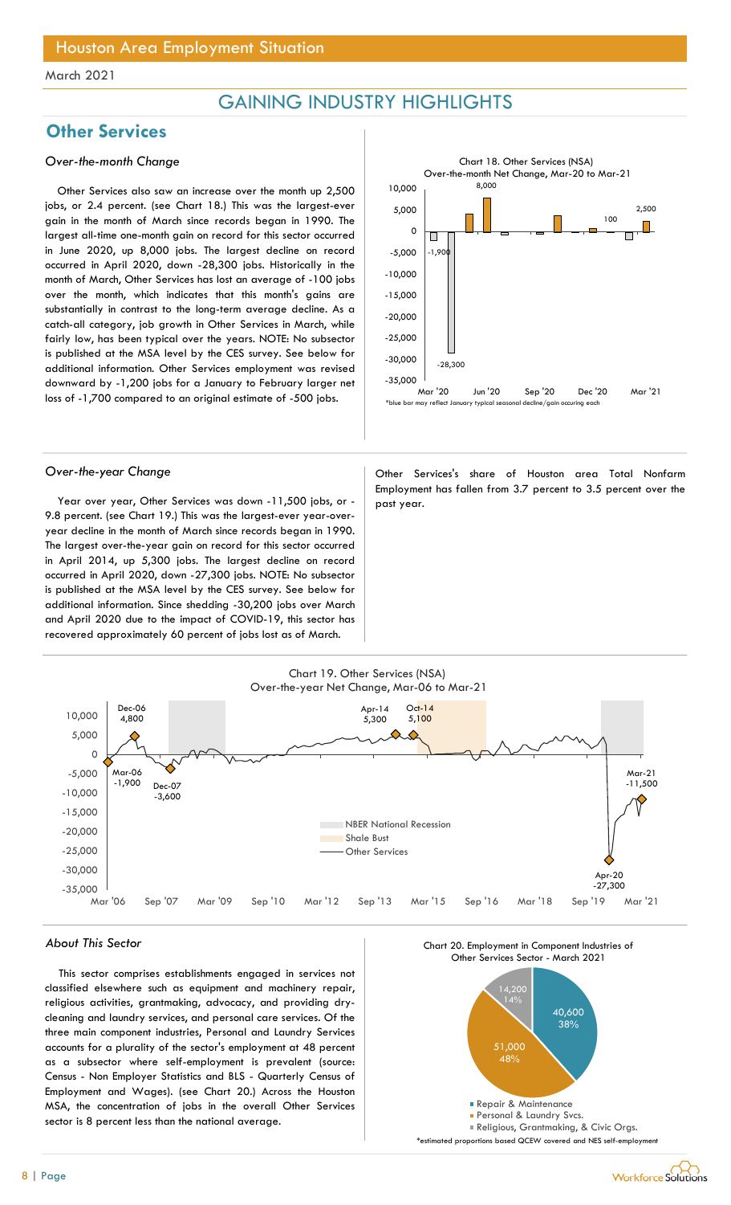# Houston Area Employment Situation

March 2021

## GAINING INDUSTRY HIGHLIGHTS

## Other Services

### *Over-the-month Change*

Other Services also saw an increase over the month up 2,500 jobs, or 2.4 percent. (see Chart 18.) This was the largest-ever gain in the month of March since records began in 1990. The largest all-time one-month gain on record for this sector occurred in June 2020, up 8,000 jobs. The largest decline on record occurred in April 2020, down -28,300 jobs. Historically in the month of March, Other Services has lost an average of -100 jobs over the month, which indicates that this month's gains are substantially in contrast to the long-term average decline. As a catch-all category, job growth in Other Services in March, while fairly low, has been typical over the years. NOTE: No subsector is published at the MSA level by the CES survey. See below for additional information. Other Services employment was revised downward by -1,200 jobs for a January to February larger net loss of -1,700 compared to an original estimate of -500 jobs.

Chart 18. Other Services (NSA) Over-the-month Net Change, Mar-20 to Mar-21

*blue bar may reflect January typical seasonal decline/gain occuring each

### *Over-the-year Change*

Year over year, Other Services was down -11,500 jobs, or -9.8 percent. (see Chart 19.) This was the largest-ever year-over-year decline in the month of March since records began in 1990. The largest over-the-year gain on record for this sector occurred in April 2014, up 5,300 jobs. The largest decline on record occurred in April 2020, down -27,300 jobs. NOTE: No subsector is published at the MSA level by the CES survey. See below for additional information. Since shedding -30,200 jobs over March and April 2020 due to the impact of COVID-19, this sector has recovered approximately 60 percent of jobs lost as of March.

Other Services's share of Houston area Total Nonfarm Employment has fallen from 3.7 percent to 3.5 percent over the past year.

Chart 19. Other Services (NSA) Over-the-year Net Change, Mar-06 to Mar-21

### *About This Sector*

This sector comprises establishments engaged in services not classified elsewhere such as equipment and machinery repair, religious activities, grantmaking, advocacy, and providing dry-cleaning and laundry services, and personal care services. Of the three main component industries, Personal and Laundry Services accounts for a plurality of the sector's employment at 48 percent as a subsector where self-employment is prevalent (source: Census - Non Employer Statistics and BLS - Quarterly Census of Employment and Wages). (see Chart 20.) Across the Houston MSA, the concentration of jobs in the overall Other Services sector is 8 percent less than the national average.

Chart 20. Employment in Component Industries of Other Services Sector - March 2021

*estimated proportions based QCEW covered and NES self-employment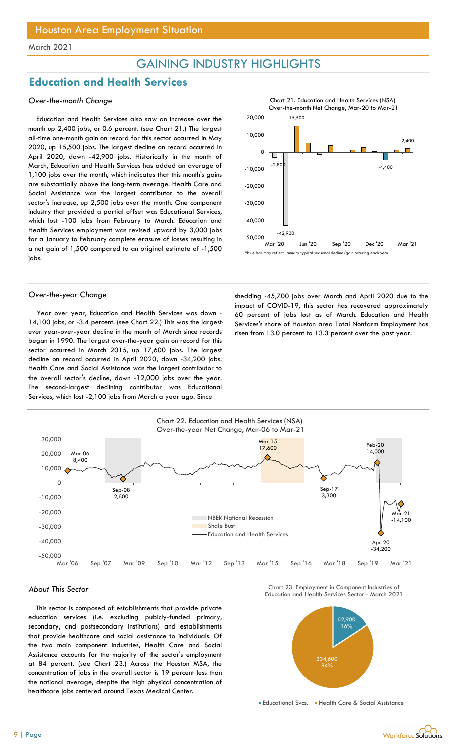## GAINING INDUSTRY HIGHLIGHTS

## Education and Health Services

### *Over-the-month Change*

Education and Health Services also saw an increase over the month up 2,400 jobs, or 0.6 percent. (see Chart 21.) The largest all-time one-month gain on record for this sector occurred in May 2020, up 15,500 jobs. The largest decline on record occurred in April 2020, down -42,900 jobs. Historically in the month of March, Education and Health Services has added an average of 1,100 jobs over the month, which indicates that this month's gains are substantially above the long-term average. Health Care and Social Assistance was the largest contributor to the overall sector's increase, up 2,500 jobs over the month. One component industry that provided a partial offset was Educational Services, which lost -100 jobs from February to March. Education and Health Services employment was revised upward by 3,000 jobs for a January to February complete erasure of losses resulting in a net gain of 1,500 compared to an original estimate of -1,500 jobs.

Chart 21. Education and Health Services (NSA) Over-the-month Net Change, Mar-20 to Mar-21

*blue bar may reflect January typical seasonal decline/gain occuring each year

### *Over-the-year Change*

Year over year, Education and Health Services was down -14,100 jobs, or -3.4 percent. (see Chart 22.) This was the largest-ever year-over-year decline in the month of March since records began in 1990. The largest over-the-year gain on record for this sector occurred in March 2015, up 17,600 jobs. The largest decline on record occurred in April 2020, down -34,200 jobs. Health Care and Social Assistance was the largest contributor to the overall sector's decline, down -12,000 jobs over the year. The second-largest declining contributor was Educational Services, which lost -2,100 jobs from March a year ago. Since shedding -45,700 jobs over March and April 2020 due to the impact of COVID-19, this sector has recovered approximately 60 percent of jobs lost as of March. Education and Health Services's share of Houston area Total Nonfarm Employment has risen from 13.0 percent to 13.3 percent over the past year.

Chart 22. Education and Health Services (NSA) Over-the-year Net Change, Mar-06 to Mar-21

### *About This Sector*

This sector is composed of establishments that provide private education services (i.e. excluding pubicly-funded primary, secondary, and postsecondary institutions) and establishments that provide healthcare and social assistance to individuals. Of the two main component industries, Health Care and Social Assistance accounts for the majority of the sector's employment at 84 percent. (see Chart 23.) Across the Houston MSA, the concentration of jobs in the overall sector is 19 percent less than the national average, despite the high physical concentration of healthcare jobs centered around Texas Medical Center.

Chart 23. Employment in Component Industries of Education and Health Services Sector - March 2021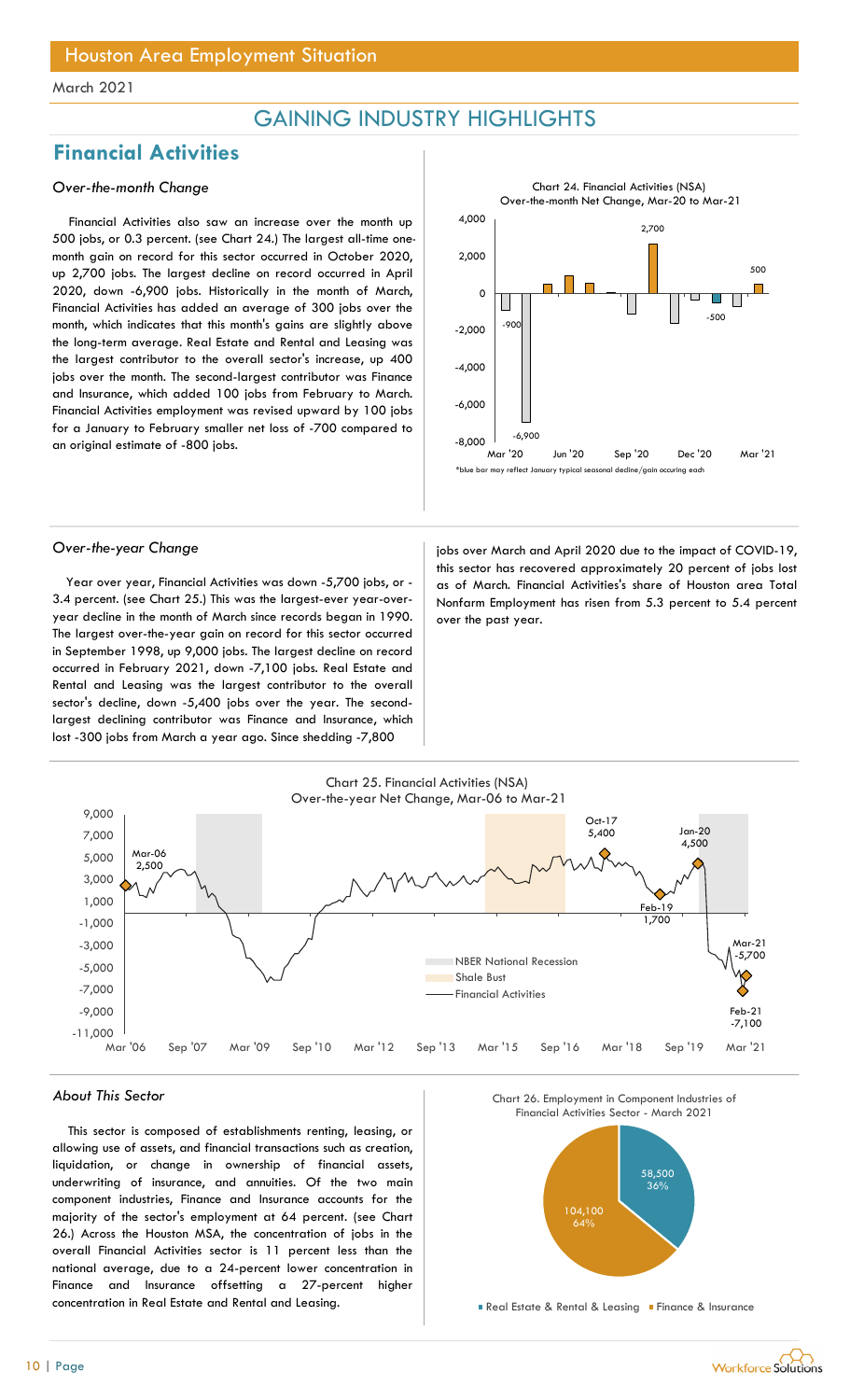March 2021

# GAINING INDUSTRY HIGHLIGHTS

## Financial Activities

### *Over-the-month Change*

Financial Activities also saw an increase over the month up 500 jobs, or 0.3 percent. (see Chart 24.) The largest all-time one-month gain on record for this sector occurred in October 2020, up 2,700 jobs. The largest decline on record occurred in April 2020, down -6,900 jobs. Historically in the month of March, Financial Activities has added an average of 300 jobs over the month, which indicates that this month's gains are slightly above the long-term average. Real Estate and Rental and Leasing was the largest contributor to the overall sector's increase, up 400 jobs over the month. The second-largest contributor was Finance and Insurance, which added 100 jobs from February to March. Financial Activities employment was revised upward by 100 jobs for a January to February smaller net loss of -700 compared to an original estimate of -800 jobs.

Chart 24. Financial Activities (NSA) Over-the-month Net Change, Mar-20 to Mar-21

*blue bar may reflect January typical seasonal decline/gain occuring each

### *Over-the-year Change*

Year over year, Financial Activities was down -5,700 jobs, or -3.4 percent. (see Chart 25.) This was the largest-ever year-over-year decline in the month of March since records began in 1990. The largest over-the-year gain on record for this sector occurred in September 1998, up 9,000 jobs. The largest decline on record occurred in February 2021, down -7,100 jobs. Real Estate and Rental and Leasing was the largest contributor to the overall sector's decline, down -5,400 jobs over the year. The second-largest declining contributor was Finance and Insurance, which lost -300 jobs from March a year ago. Since shedding -7,800 jobs over March and April 2020 due to the impact of COVID-19, this sector has recovered approximately 20 percent of jobs lost as of March. Financial Activities's share of Houston area Total Nonfarm Employment has risen from 5.3 percent to 5.4 percent over the past year.

Chart 25. Financial Activities (NSA) Over-the-year Net Change, Mar-06 to Mar-21

### *About This Sector*

This sector is composed of establishments renting, leasing, or allowing use of assets, and financial transactions such as creation, liquidation, or change in ownership of financial assets, underwriting of insurance, and annuities. Of the two main component industries, Finance and Insurance accounts for the majority of the sector's employment at 64 percent. (see Chart 26.) Across the Houston MSA, the concentration of jobs in the overall Financial Activities sector is 11 percent less than the national average, due to a 24-percent lower concentration in Finance and Insurance offsetting a 27-percent higher concentration in Real Estate and Rental and Leasing.

Chart 26. Employment in Component Industries of Financial Activities Sector - March 2021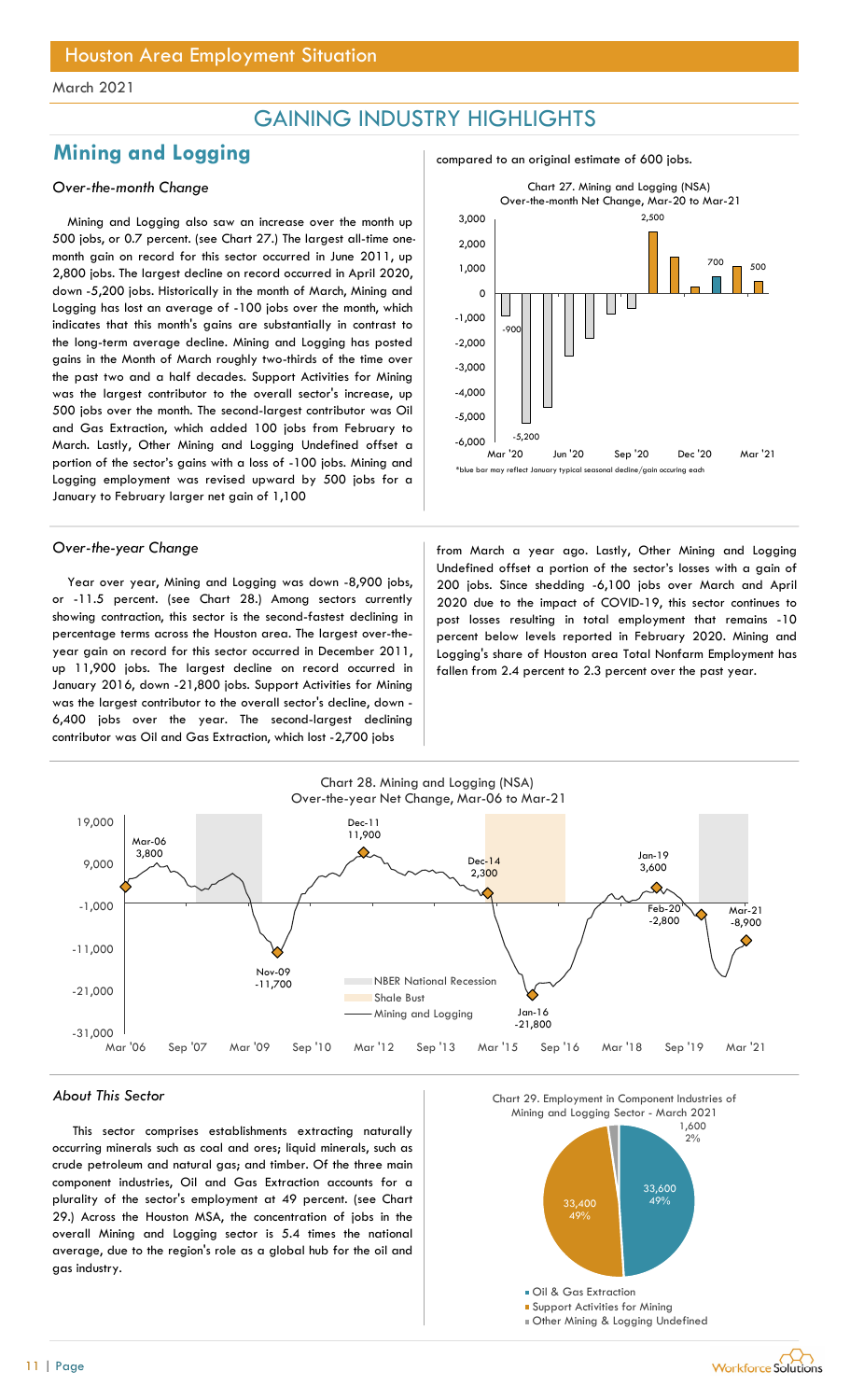Houston Area Employment Situation

March 2021

# GAINING INDUSTRY HIGHLIGHTS

## Mining and Logging

### *Over-the-month Change*

Mining and Logging also saw an increase over the month up 500 jobs, or 0.7 percent. (see Chart 27.) The largest all-time one-month gain on record for this sector occurred in June 2011, up 2,800 jobs. The largest decline on record occurred in April 2020, down -5,200 jobs. Historically in the month of March, Mining and Logging has lost an average of -100 jobs over the month, which indicates that this month's gains are substantially in contrast to the long-term average decline. Mining and Logging has posted gains in the Month of March roughly two-thirds of the time over the past two and a half decades. Support Activities for Mining was the largest contributor to the overall sector's increase, up 500 jobs over the month. The second-largest contributor was Oil and Gas Extraction, which added 100 jobs from February to March. Lastly, Other Mining and Logging Undefined offset a portion of the sector's gains with a loss of -100 jobs. Mining and Logging employment was revised upward by 500 jobs for a January to February larger net gain of 1,100 compared to an original estimate of 600 jobs.

Chart 27. Mining and Logging (NSA) Over-the-month Net Change, Mar-20 to Mar-21

*blue bar may reflect January typical seasonal decline/gain occuring each

### *Over-the-year Change*

Year over year, Mining and Logging was down -8,900 jobs, or -11.5 percent. (see Chart 28.) Among sectors currently showing contraction, this sector is the second-fastest declining in percentage terms across the Houston area. The largest over-the-year gain on record for this sector occurred in December 2011, up 11,900 jobs. The largest decline on record occurred in January 2016, down -21,800 jobs. Support Activities for Mining was the largest contributor to the overall sector's decline, down -6,400 jobs over the year. The second-largest declining contributor was Oil and Gas Extraction, which lost -2,700 jobs from March a year ago. Lastly, Other Mining and Logging Undefined offset a portion of the sector's losses with a gain of 200 jobs. Since shedding -6,100 jobs over March and April 2020 due to the impact of COVID-19, this sector continues to post losses resulting in total employment that remains -10 percent below levels reported in February 2020. Mining and Logging's share of Houston area Total Nonfarm Employment has fallen from 2.4 percent to 2.3 percent over the past year.

Chart 28. Mining and Logging (NSA) Over-the-year Net Change, Mar-06 to Mar-21

### *About This Sector*

This sector comprises establishments extracting naturally occurring minerals such as coal and ores; liquid minerals, such as crude petroleum and natural gas; and timber. Of the three main component industries, Oil and Gas Extraction accounts for a plurality of the sector's employment at 49 percent. (see Chart 29.) Across the Houston MSA, the concentration of jobs in the overall Mining and Logging sector is 5.4 times the national average, due to the region's role as a global hub for the oil and gas industry.

Chart 29. Employment in Component Industries of Mining and Logging Sector - March 2021

| Component Industry | Employment | Share |
|---|---|---|
| Oil & Gas Extraction | 33,600 | 49% |
| Support Activities for Mining | 33,400 | 49% |
| Other Mining & Logging Undefined | 1,600 | 2% |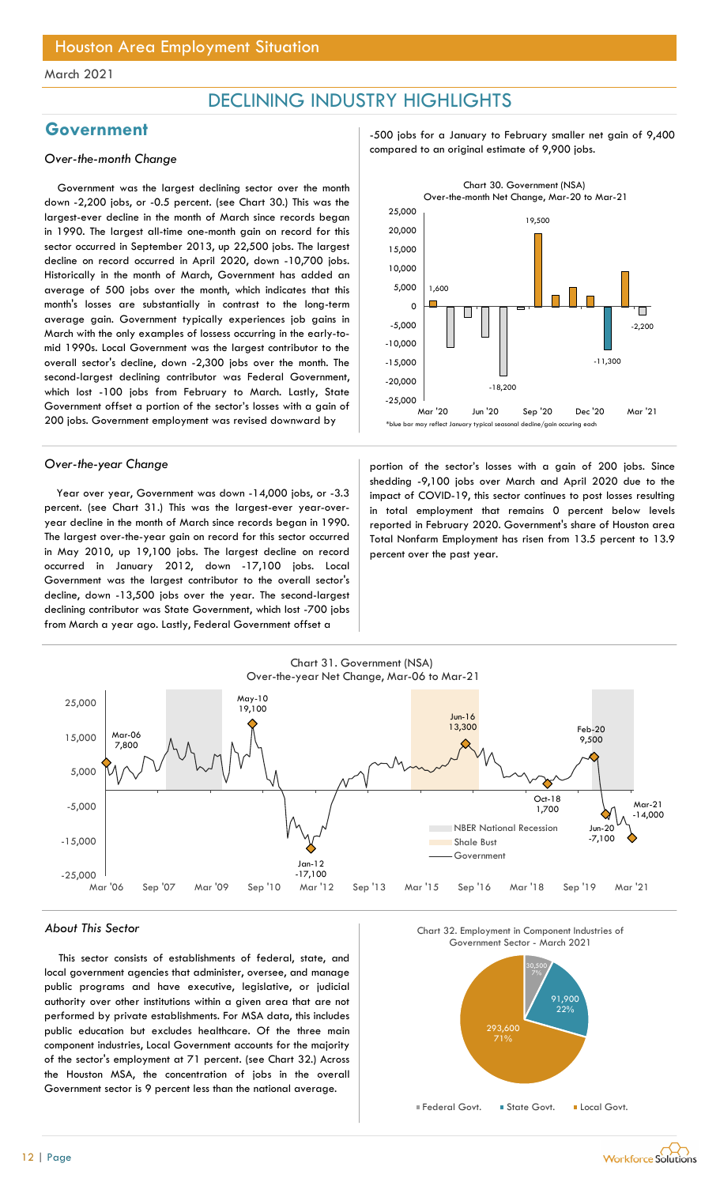March 2021

# DECLINING INDUSTRY HIGHLIGHTS

## Government

### *Over-the-month Change*

Government was the largest declining sector over the month down -2,200 jobs, or -0.5 percent. (see Chart 30.) This was the largest-ever decline in the month of March since records began in 1990. The largest all-time one-month gain on record for this sector occurred in September 2013, up 22,500 jobs. The largest decline on record occurred in April 2020, down -10,700 jobs. Historically in the month of March, Government has added an average of 500 jobs over the month, which indicates that this month's losses are substantially in contrast to the long-term average gain. Government typically experiences job gains in March with the only examples of lossess occurring in the early-to-mid 1990s. Local Government was the largest contributor to the overall sector's decline, down -2,300 jobs over the month. The second-largest declining contributor was Federal Government, which lost -100 jobs from February to March. Lastly, State Government offset a portion of the sector's losses with a gain of 200 jobs. Government employment was revised downward by -500 jobs for a January to February smaller net gain of 9,400 compared to an original estimate of 9,900 jobs.

Chart 30. Government (NSA) Over-the-month Net Change, Mar-20 to Mar-21

*blue bar may reflect January typical seasonal decline/gain occuring each

### *Over-the-year Change*

Year over year, Government was down -14,000 jobs, or -3.3 percent. (see Chart 31.) This was the largest-ever year-over-year decline in the month of March since records began in 1990. The largest over-the-year gain on record for this sector occurred in May 2010, up 19,100 jobs. The largest decline on record occurred in January 2012, down -17,100 jobs. Local Government was the largest contributor to the overall sector's decline, down -13,500 jobs over the year. The second-largest declining contributor was State Government, which lost -700 jobs from March a year ago. Lastly, Federal Government offset a portion of the sector's losses with a gain of 200 jobs. Since shedding -9,100 jobs over March and April 2020 due to the impact of COVID-19, this sector continues to post losses resulting in total employment that remains 0 percent below levels reported in February 2020. Government's share of Houston area Total Nonfarm Employment has risen from 13.5 percent to 13.9 percent over the past year.

Chart 31. Government (NSA) Over-the-year Net Change, Mar-06 to Mar-21

### *About This Sector*

This sector consists of establishments of federal, state, and local government agencies that administer, oversee, and manage public programs and have executive, legislative, or judicial authority over other institutions within a given area that are not performed by private establishments. For MSA data, this includes public education but excludes healthcare. Of the three main component industries, Local Government accounts for the majority of the sector's employment at 71 percent. (see Chart 32.) Across the Houston MSA, the concentration of jobs in the overall Government sector is 9 percent less than the national average.

Chart 32. Employment in Component Industries of Government Sector - March 2021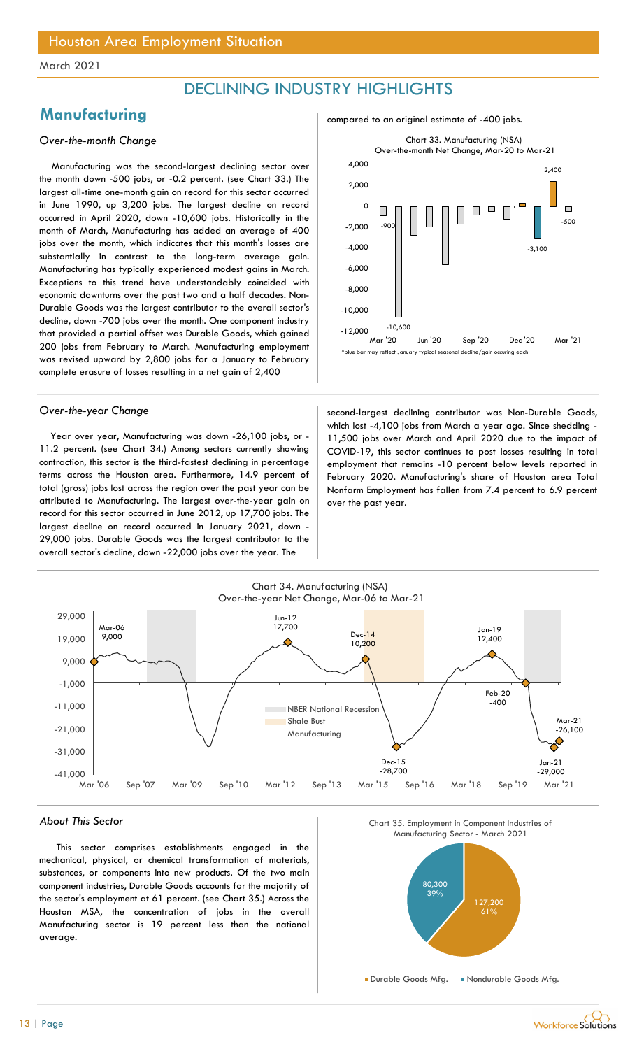# Houston Area Employment Situation

March 2021

## DECLINING INDUSTRY HIGHLIGHTS

## Manufacturing

### *Over-the-month Change*

Manufacturing was the second-largest declining sector over the month down -500 jobs, or -0.2 percent. (see Chart 33.) The largest all-time one-month gain on record for this sector occurred in June 1990, up 3,200 jobs. The largest decline on record occurred in April 2020, down -10,600 jobs. Historically in the month of March, Manufacturing has added an average of 400 jobs over the month, which indicates that this month's losses are substantially in contrast to the long-term average gain. Manufacturing has typically experienced modest gains in March. Exceptions to this trend have understandably coincided with economic downturns over the past two and a half decades. Non-Durable Goods was the largest contributor to the overall sector's decline, down -700 jobs over the month. One component industry that provided a partial offset was Durable Goods, which gained 200 jobs from February to March. Manufacturing employment was revised upward by 2,800 jobs for a January to February complete erasure of losses resulting in a net gain of 2,400 compared to an original estimate of -400 jobs.

Chart 33. Manufacturing (NSA)
Over-the-month Net Change, Mar-20 to Mar-21

*blue bar may reflect January typical seasonal decline/gain occuring each

### *Over-the-year Change*

Year over year, Manufacturing was down -26,100 jobs, or -11.2 percent. (see Chart 34.) Among sectors currently showing contraction, this sector is the third-fastest declining in percentage terms across the Houston area. Furthermore, 14.9 percent of total (gross) jobs lost across the region over the past year can be attributed to Manufacturing. The largest over-the-year gain on record for this sector occurred in June 2012, up 17,700 jobs. The largest decline on record occurred in January 2021, down -29,000 jobs. Durable Goods was the largest contributor to the overall sector's decline, down -22,000 jobs over the year. The second-largest declining contributor was Non-Durable Goods, which lost -4,100 jobs from March a year ago. Since shedding -11,500 jobs over March and April 2020 due to the impact of COVID-19, this sector continues to post losses resulting in total employment that remains -10 percent below levels reported in February 2020. Manufacturing's share of Houston area Total Nonfarm Employment has fallen from 7.4 percent to 6.9 percent over the past year.

Chart 34. Manufacturing (NSA)
Over-the-year Net Change, Mar-06 to Mar-21

### *About This Sector*

This sector comprises establishments engaged in the mechanical, physical, or chemical transformation of materials, substances, or components into new products. Of the two main component industries, Durable Goods accounts for the majority of the sector's employment at 61 percent. (see Chart 35.) Across the Houston MSA, the concentration of jobs in the overall Manufacturing sector is 19 percent less than the national average.

Chart 35. Employment in Component Industries of Manufacturing Sector - March 2021

| Component | Employment | Share |
| --- | --- | --- |
| Durable Goods Mfg. | 127,200 | 61% |
| Nondurable Goods Mfg. | 80,300 | 39% |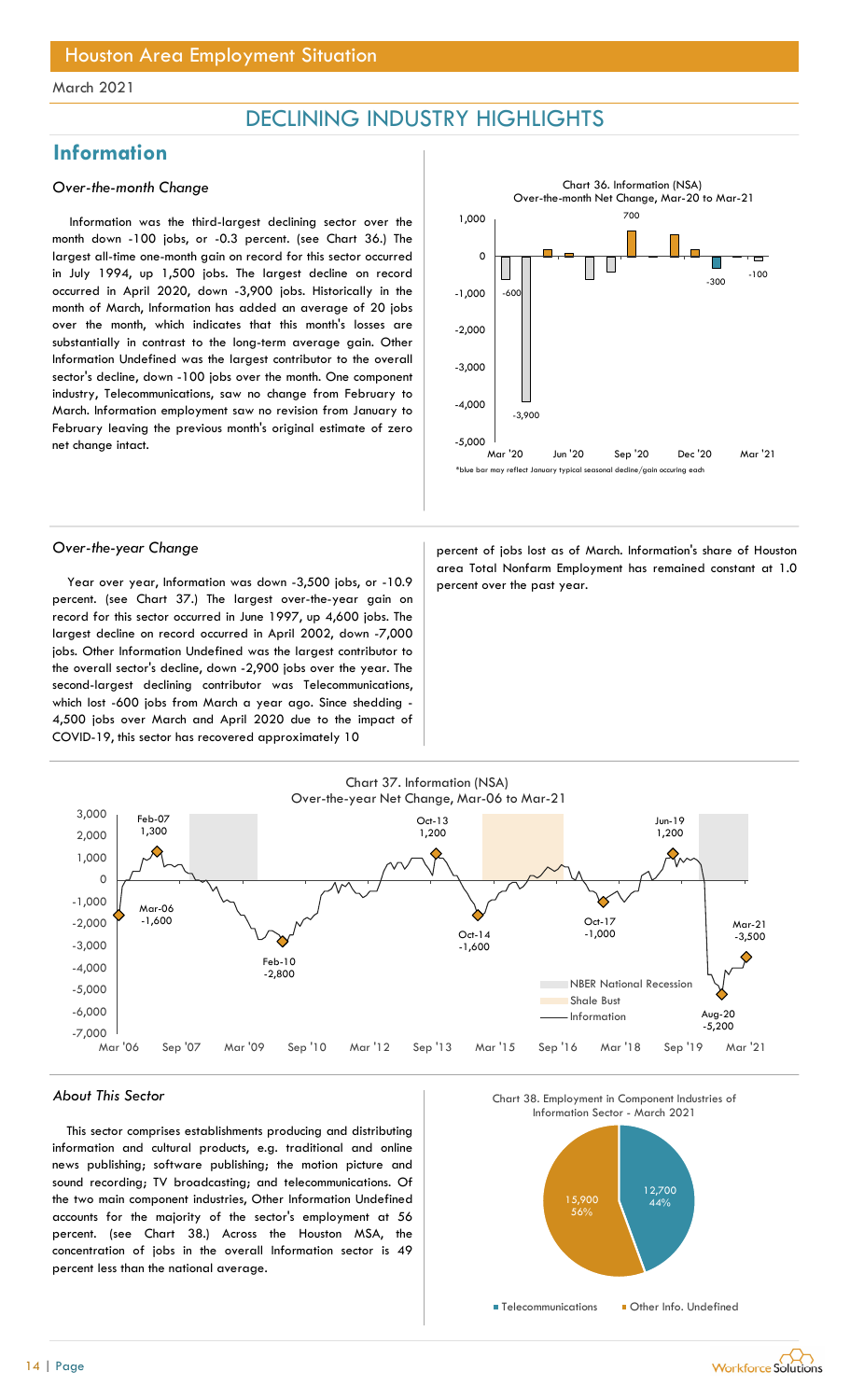March 2021

# DECLINING INDUSTRY HIGHLIGHTS

## Information

### *Over-the-month Change*

Information was the third-largest declining sector over the month down -100 jobs, or -0.3 percent. (see Chart 36.) The largest all-time one-month gain on record for this sector occurred in July 1994, up 1,500 jobs. The largest decline on record occurred in April 2020, down -3,900 jobs. Historically in the month of March, Information has added an average of 20 jobs over the month, which indicates that this month's losses are substantially in contrast to the long-term average gain. Other Information Undefined was the largest contributor to the overall sector's decline, down -100 jobs over the month. One component industry, Telecommunications, saw no change from February to March. Information employment saw no revision from January to February leaving the previous month's original estimate of zero net change intact.

Chart 36. Information (NSA) Over-the-month Net Change, Mar-20 to Mar-21

*blue bar may reflect January typical seasonal decline/gain occuring each

### *Over-the-year Change*

Year over year, Information was down -3,500 jobs, or -10.9 percent. (see Chart 37.) The largest over-the-year gain on record for this sector occurred in June 1997, up 4,600 jobs. The largest decline on record occurred in April 2002, down -7,000 jobs. Other Information Undefined was the largest contributor to the overall sector's decline, down -2,900 jobs over the year. The second-largest declining contributor was Telecommunications, which lost -600 jobs from March a year ago. Since shedding -4,500 jobs over March and April 2020 due to the impact of COVID-19, this sector has recovered approximately 10 percent of jobs lost as of March. Information's share of Houston area Total Nonfarm Employment has remained constant at 1.0 percent over the past year.

Chart 37. Information (NSA) Over-the-year Net Change, Mar-06 to Mar-21

### *About This Sector*

This sector comprises establishments producing and distributing information and cultural products, e.g. traditional and online news publishing; software publishing; the motion picture and sound recording; TV broadcasting; and telecommunications. Of the two main component industries, Other Information Undefined accounts for the majority of the sector's employment at 56 percent. (see Chart 38.) Across the Houston MSA, the concentration of jobs in the overall Information sector is 49 percent less than the national average.

Chart 38. Employment in Component Industries of Information Sector - March 2021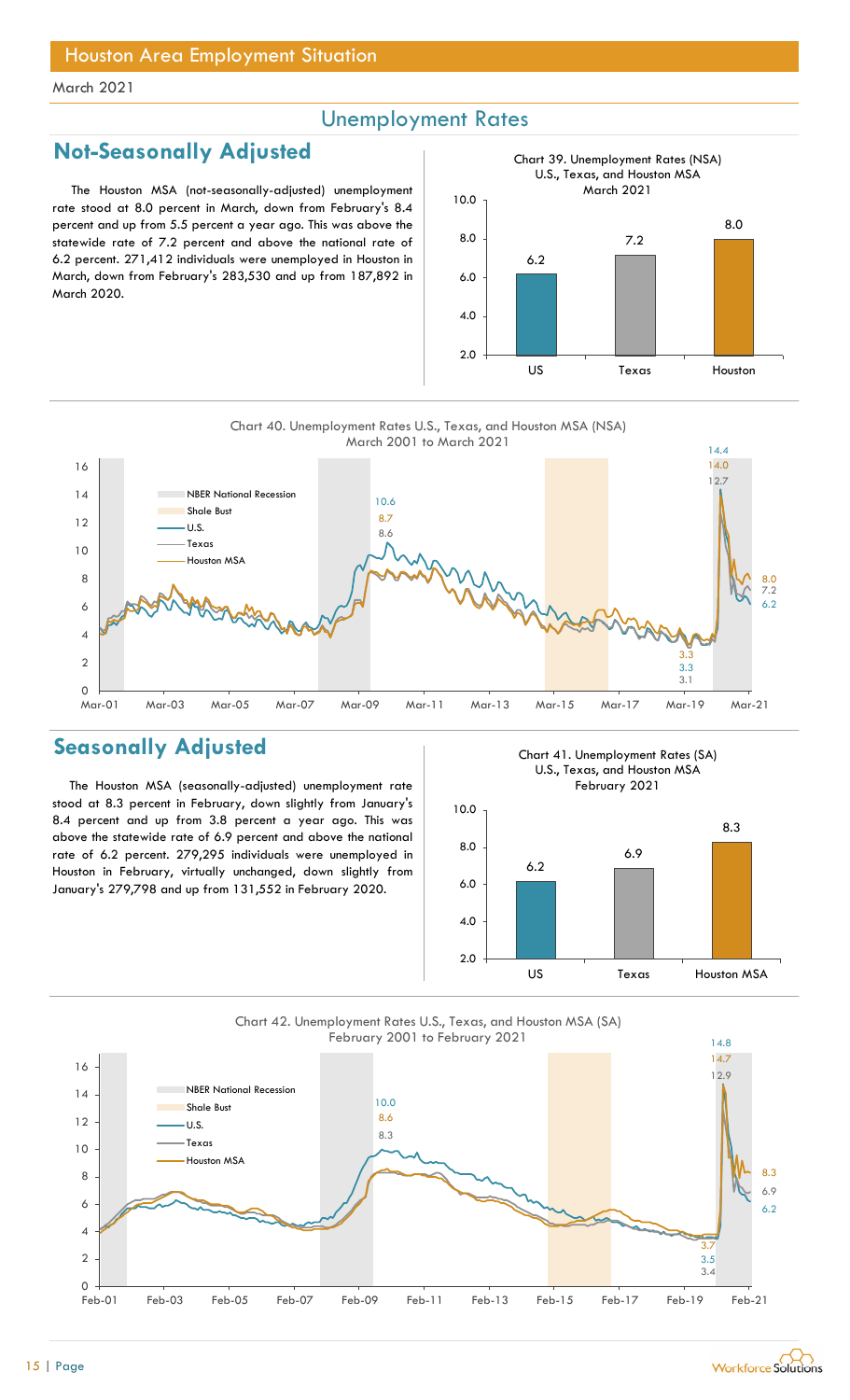# Houston Area Employment Situation

March 2021

## Unemployment Rates

### Not-Seasonally Adjusted

The Houston MSA (not-seasonally-adjusted) unemployment rate stood at 8.0 percent in March, down from February's 8.4 percent and up from 5.5 percent a year ago. This was above the statewide rate of 7.2 percent and above the national rate of 6.2 percent. 271,412 individuals were unemployed in Houston in March, down from February's 283,530 and up from 187,892 in March 2020.

Chart 39. Unemployment Rates (NSA) U.S., Texas, and Houston MSA March 2021

| US | Texas | Houston |
|---|---|---|
| 6.2 | 7.2 | 8.0 |

Chart 40. Unemployment Rates U.S., Texas, and Houston MSA (NSA) March 2001 to March 2021

### Seasonally Adjusted

The Houston MSA (seasonally-adjusted) unemployment rate stood at 8.3 percent in February, down slightly from January's 8.4 percent and up from 3.8 percent a year ago. This was above the statewide rate of 6.9 percent and above the national rate of 6.2 percent. 279,295 individuals were unemployed in Houston in February, virtually unchanged, down slightly from January's 279,798 and up from 131,552 in February 2020.

Chart 41. Unemployment Rates (SA) U.S., Texas, and Houston MSA February 2021

| US | Texas | Houston MSA |
|---|---|---|
| 6.2 | 6.9 | 8.3 |

Chart 42. Unemployment Rates U.S., Texas, and Houston MSA (SA) February 2001 to February 2021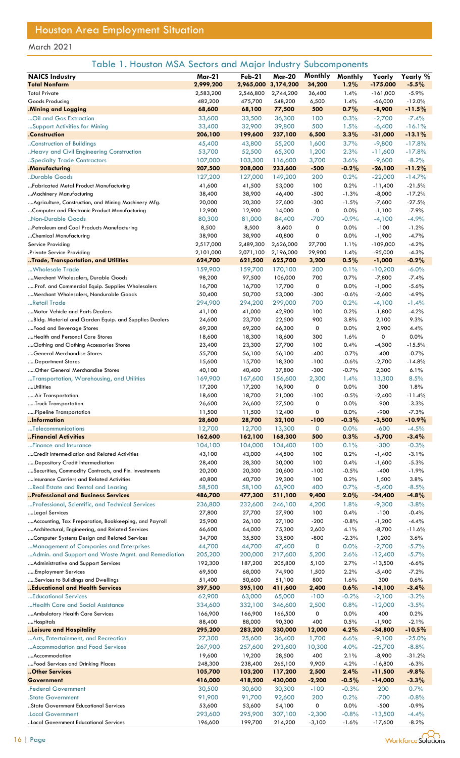# Houston Area Employment Situation

March 2021

## Table 1. Houston MSA Sectors and Major Industry Subcomponents

| NAICS Industry | Mar-21 | Feb-21 | Mar-20 | Monthly | Monthly | Yearly | Yearly % |
|---|---|---|---|---|---|---|---|
| **Total Nonfarm** | **2,999,200** | **2,965,000** | **3,174,200** | **34,200** | **1.2%** | **-175,000** | **-5.5%** |
| Total Private | 2,583,200 | 2,546,800 | 2,744,200 | 36,400 | 1.4% | -161,000 | -5.9% |
| Goods Producing | 482,200 | 475,700 | 548,200 | 6,500 | 1.4% | -66,000 | -12.0% |
| **.Mining and Logging** | **68,600** | **68,100** | **77,500** | **500** | **0.7%** | **-8,900** | **-11.5%** |
| ...Oil and Gas Extraction | 33,600 | 33,500 | 36,300 | 100 | 0.3% | -2,700 | -7.4% |
| ...Support Activities for Mining | 33,400 | 32,900 | 39,800 | 500 | 1.5% | -6,400 | -16.1% |
| **.Construction** | **206,100** | **199,600** | **237,100** | **6,500** | **3.3%** | **-31,000** | **-13.1%** |
| ..Construction of Buildings | 45,400 | 43,800 | 55,200 | 1,600 | 3.7% | -9,800 | -17.8% |
| ..Heavy and Civil Engineering Construction | 53,700 | 52,500 | 65,300 | 1,200 | 2.3% | -11,600 | -17.8% |
| ..Specialty Trade Contractors | 107,000 | 103,300 | 116,600 | 3,700 | 3.6% | -9,600 | -8.2% |
| **.Manufacturing** | **207,500** | **208,000** | **233,600** | **-500** | **-0.2%** | **-26,100** | **-11.2%** |
| ..Durable Goods | 127,200 | 127,000 | 149,200 | 200 | 0.2% | -22,000 | -14.7% |
| ...Fabricated Metal Product Manufacturing | 41,600 | 41,500 | 53,000 | 100 | 0.2% | -11,400 | -21.5% |
| ...Machinery Manufacturing | 38,400 | 38,900 | 46,400 | -500 | -1.3% | -8,000 | -17.2% |
| ....Agriculture, Construction, and Mining Machinery Mfg. | 20,000 | 20,300 | 27,600 | -300 | -1.5% | -7,600 | -27.5% |
| ...Computer and Electronic Product Manufacturing | 12,900 | 12,900 | 14,000 | 0 | 0.0% | -1,100 | -7.9% |
| ..Non-Durable Goods | 80,300 | 81,000 | 84,400 | -700 | -0.9% | -4,100 | -4.9% |
| ...Petroleum and Coal Products Manufacturing | 8,500 | 8,500 | 8,600 | 0 | 0.0% | -100 | -1.2% |
| ...Chemical Manufacturing | 38,900 | 38,900 | 40,800 | 0 | 0.0% | -1,900 | -4.7% |
| Service Providing | 2,517,000 | 2,489,300 | 2,626,000 | 27,700 | 1.1% | -109,000 | -4.2% |
| .Private Service Providing | 2,101,000 | 2,071,100 | 2,196,000 | 29,900 | 1.4% | -95,000 | -4.3% |
| **..Trade, Transportation, and Utilities** | **624,700** | **621,500** | **625,700** | **3,200** | **0.5%** | **-1,000** | **-0.2%** |
| ...Wholesale Trade | 159,900 | 159,700 | 170,100 | 200 | 0.1% | -10,200 | -6.0% |
| ....Merchant Wholesalers, Durable Goods | 98,200 | 97,500 | 106,000 | 700 | 0.7% | -7,800 | -7.4% |
| .....Prof. and Commercial Equip. Supplies Wholesalers | 16,700 | 16,700 | 17,700 | 0 | 0.0% | -1,000 | -5.6% |
| ....Merchant Wholesalers, Nondurable Goods | 50,400 | 50,700 | 53,000 | -300 | -0.6% | -2,600 | -4.9% |
| ...Retail Trade | 294,900 | 294,200 | 299,000 | 700 | 0.2% | -4,100 | -1.4% |
| ....Motor Vehicle and Parts Dealers | 41,100 | 41,000 | 42,900 | 100 | 0.2% | -1,800 | -4.2% |
| ....Bldg. Material and Garden Equip. and Supplies Dealers | 24,600 | 23,700 | 22,500 | 900 | 3.8% | 2,100 | 9.3% |
| ....Food and Beverage Stores | 69,200 | 69,200 | 66,300 | 0 | 0.0% | 2,900 | 4.4% |
| ....Health and Personal Care Stores | 18,600 | 18,300 | 18,600 | 300 | 1.6% | 0 | 0.0% |
| ....Clothing and Clothing Accessories Stores | 23,400 | 23,300 | 27,700 | 100 | 0.4% | -4,300 | -15.5% |
| ....General Merchandise Stores | 55,700 | 56,100 | 56,100 | -400 | -0.7% | -400 | -0.7% |
| .....Department Stores | 15,600 | 15,700 | 18,300 | -100 | -0.6% | -2,700 | -14.8% |
| .....Other General Merchandise Stores | 40,100 | 40,400 | 37,800 | -300 | -0.7% | 2,300 | 6.1% |
| ...Transportation, Warehousing, and Utilities | 169,900 | 167,600 | 156,600 | 2,300 | 1.4% | 13,300 | 8.5% |
| ....Utilities | 17,200 | 17,200 | 16,900 | 0 | 0.0% | 300 | 1.8% |
| .....Air Transportation | 18,600 | 18,700 | 21,000 | -100 | -0.5% | -2,400 | -11.4% |
| .....Truck Transportation | 26,600 | 26,600 | 27,500 | 0 | 0.0% | -900 | -3.3% |
| .....Pipeline Transportation | 11,500 | 11,500 | 12,400 | 0 | 0.0% | -900 | -7.3% |
| **..Information** | **28,600** | **28,700** | **32,100** | **-100** | **-0.3%** | **-3,500** | **-10.9%** |
| ...Telecommunications | 12,700 | 12,700 | 13,300 | 0 | 0.0% | -600 | -4.5% |
| **..Financial Activities** | **162,600** | **162,100** | **168,300** | **500** | **0.3%** | **-5,700** | **-3.4%** |
| ...Finance and Insurance | 104,100 | 104,000 | 104,400 | 100 | 0.1% | -300 | -0.3% |
| ....Credit Intermediation and Related Activities | 43,100 | 43,000 | 44,500 | 100 | 0.2% | -1,400 | -3.1% |
| .....Depository Credit Intermediation | 28,400 | 28,300 | 30,000 | 100 | 0.4% | -1,600 | -5.3% |
| ....Securities, Commodity Contracts, and Fin. Investments | 20,200 | 20,300 | 20,600 | -100 | -0.5% | -400 | -1.9% |
| ....Insurance Carriers and Related Activities | 40,800 | 40,700 | 39,300 | 100 | 0.2% | 1,500 | 3.8% |
| ...Real Estate and Rental and Leasing | 58,500 | 58,100 | 63,900 | 400 | 0.7% | -5,400 | -8.5% |
| **..Professional and Business Services** | **486,700** | **477,300** | **511,100** | **9,400** | **2.0%** | **-24,400** | **-4.8%** |
| ...Professional, Scientific, and Technical Services | 236,800 | 232,600 | 246,100 | 4,200 | 1.8% | -9,300 | -3.8% |
| ....Legal Services | 27,800 | 27,700 | 27,900 | 100 | 0.4% | -100 | -0.4% |
| ....Accounting, Tax Preparation, Bookkeeping, and Payroll | 25,900 | 26,100 | 27,100 | -200 | -0.8% | -1,200 | -4.4% |
| ....Architectural, Engineering, and Related Services | 66,600 | 64,000 | 75,300 | 2,600 | 4.1% | -8,700 | -11.6% |
| ....Computer Systems Design and Related Services | 34,700 | 35,500 | 33,500 | -800 | -2.3% | 1,200 | 3.6% |
| ...Management of Companies and Enterprises | 44,700 | 44,700 | 47,400 | 0 | 0.0% | -2,700 | -5.7% |
| ...Admin. and Support and Waste Mgmt. and Remediation | 205,200 | 200,000 | 217,600 | 5,200 | 2.6% | -12,400 | -5.7% |
| ....Administrative and Support Services | 192,300 | 187,200 | 205,800 | 5,100 | 2.7% | -13,500 | -6.6% |
| .....Employment Services | 69,500 | 68,000 | 74,900 | 1,500 | 2.2% | -5,400 | -7.2% |
| .....Services to Buildings and Dwellings | 51,400 | 50,600 | 51,100 | 800 | 1.6% | 300 | 0.6% |
| **..Educational and Health Services** | **397,500** | **395,100** | **411,600** | **2,400** | **0.6%** | **-14,100** | **-3.4%** |
| ...Educational Services | 62,900 | 63,000 | 65,000 | -100 | -0.2% | -2,100 | -3.2% |
| ...Health Care and Social Assistance | 334,600 | 332,100 | 346,600 | 2,500 | 0.8% | -12,000 | -3.5% |
| ....Ambulatory Health Care Services | 166,900 | 166,900 | 166,500 | 0 | 0.0% | 400 | 0.2% |
| ....Hospitals | 88,400 | 88,000 | 90,300 | 400 | 0.5% | -1,900 | -2.1% |
| **..Leisure and Hospitality** | **295,200** | **283,200** | **330,000** | **12,000** | **4.2%** | **-34,800** | **-10.5%** |
| ...Arts, Entertainment, and Recreation | 27,300 | 25,600 | 36,400 | 1,700 | 6.6% | -9,100 | -25.0% |
| ...Accommodation and Food Services | 267,900 | 257,600 | 293,600 | 10,300 | 4.0% | -25,700 | -8.8% |
| ....Accommodation | 19,600 | 19,200 | 28,500 | 400 | 2.1% | -8,900 | -31.2% |
| ....Food Services and Drinking Places | 248,300 | 238,400 | 265,100 | 9,900 | 4.2% | -16,800 | -6.3% |
| **..Other Services** | **105,700** | **103,200** | **117,200** | **2,500** | **2.4%** | **-11,500** | **-9.8%** |
| **Government** | **416,000** | **418,200** | **430,000** | **-2,200** | **-0.5%** | **-14,000** | **-3.3%** |
| .Federal Government | 30,500 | 30,600 | 30,300 | -100 | -0.3% | 200 | 0.7% |
| .State Government | 91,900 | 91,700 | 92,600 | 200 | 0.2% | -700 | -0.8% |
| ..State Government Educational Services | 53,600 | 53,600 | 54,100 | 0 | 0.0% | -500 | -0.9% |
| .Local Government | 293,600 | 295,900 | 307,100 | -2,300 | -0.8% | -13,500 | -4.4% |
| ..Local Government Educational Services | 196,600 | 199,700 | 214,200 | -3,100 | -1.6% | -17,600 | -8.2% |